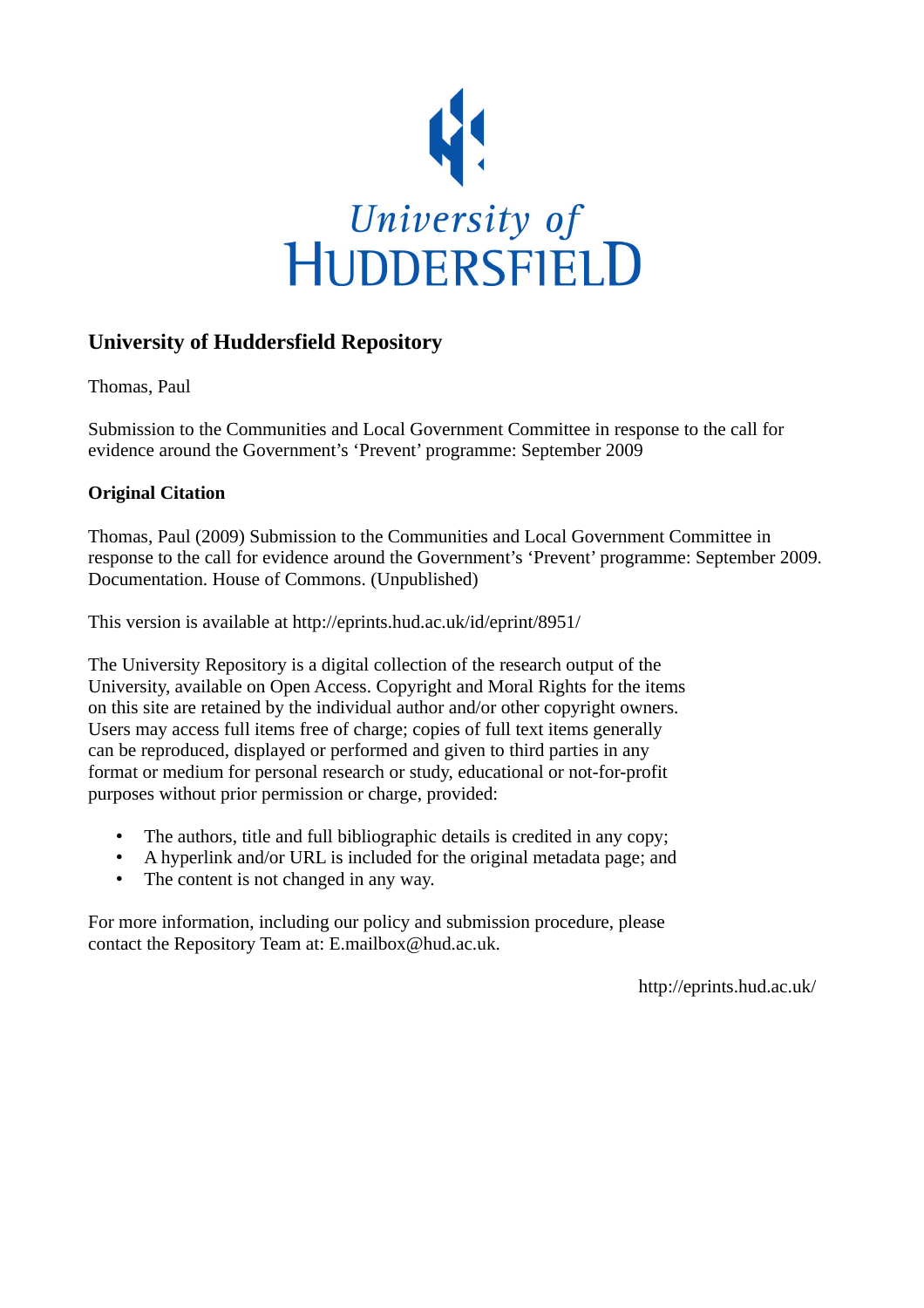University of HUDDERSFIELD

# University of Huddersfield Repository

Thomas, Paul

Submission to the Communities and Local Government Committee in response to the call for evidence around the Government's 'Prevent' programme: September 2009

## Original Citation

Thomas, Paul (2009) Submission to the Communities and Local Government Committee in response to the call for evidence around the Government's 'Prevent' programme: September 2009. Documentation. House of Commons. (Unpublished)

This version is available at http://eprints.hud.ac.uk/id/eprint/8951/

The University Repository is a digital collection of the research output of the University, available on Open Access. Copyright and Moral Rights for the items on this site are retained by the individual author and/or other copyright owners. Users may access full items free of charge; copies of full text items generally can be reproduced, displayed or performed and given to third parties in any format or medium for personal research or study, educational or not-for-profit purposes without prior permission or charge, provided:

- The authors, title and full bibliographic details is credited in any copy;
- A hyperlink and/or URL is included for the original metadata page; and
- The content is not changed in any way.

For more information, including our policy and submission procedure, please contact the Repository Team at: E.mailbox@hud.ac.uk.

http://eprints.hud.ac.uk/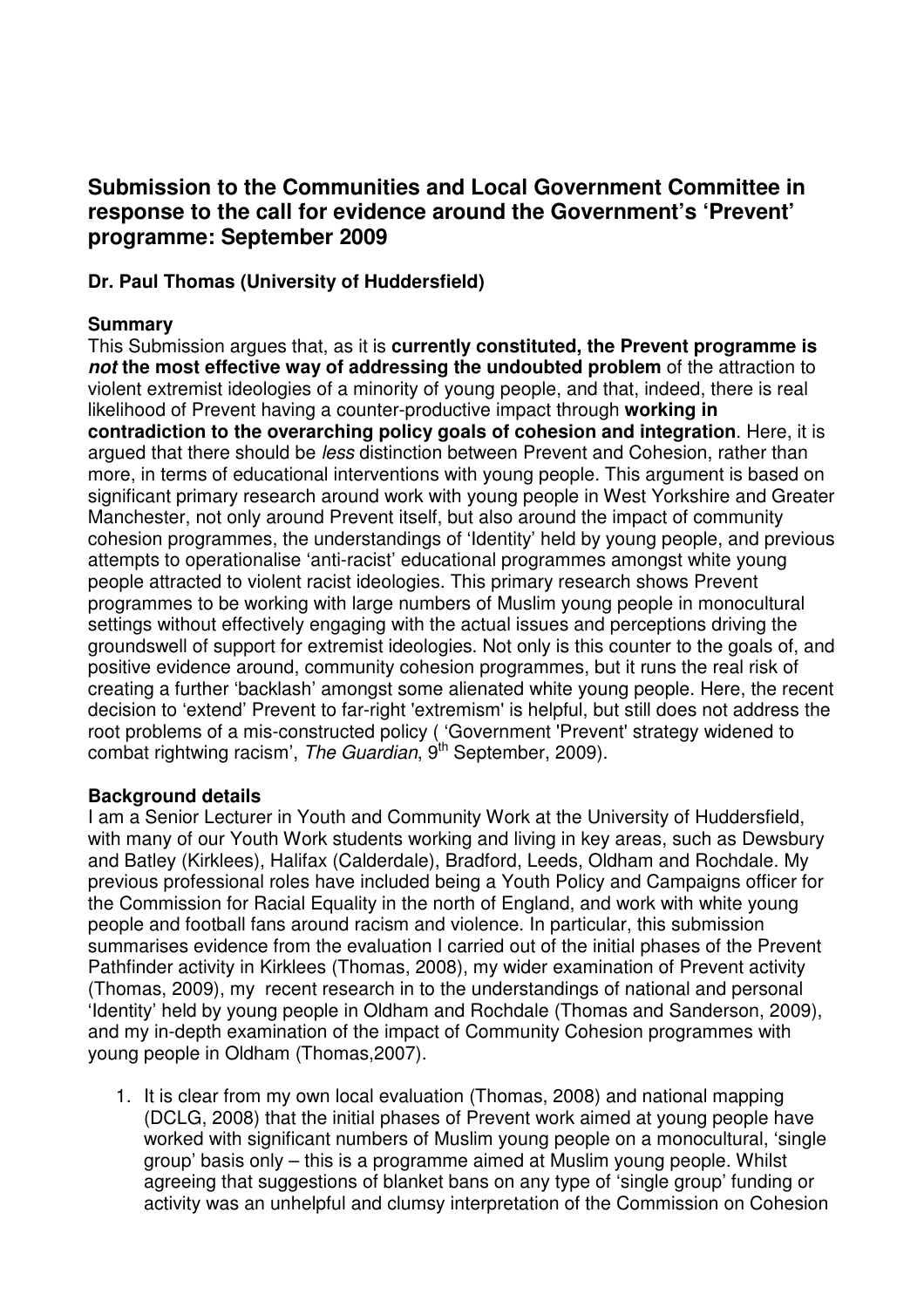## Submission to the Communities and Local Government Committee in response to the call for evidence around the Government's 'Prevent' programme: September 2009

### Dr. Paul Thomas (University of Huddersfield)

### Summary

This Submission argues that, as it is **currently constituted, the Prevent programme is *not* the most effective way of addressing the undoubted problem** of the attraction to violent extremist ideologies of a minority of young people, and that, indeed, there is real likelihood of Prevent having a counter-productive impact through **working in contradiction to the overarching policy goals of cohesion and integration**. Here, it is argued that there should be *less* distinction between Prevent and Cohesion, rather than more, in terms of educational interventions with young people. This argument is based on significant primary research around work with young people in West Yorkshire and Greater Manchester, not only around Prevent itself, but also around the impact of community cohesion programmes, the understandings of 'Identity' held by young people, and previous attempts to operationalise 'anti-racist' educational programmes amongst white young people attracted to violent racist ideologies. This primary research shows Prevent programmes to be working with large numbers of Muslim young people in monocultural settings without effectively engaging with the actual issues and perceptions driving the groundswell of support for extremist ideologies. Not only is this counter to the goals of, and positive evidence around, community cohesion programmes, but it runs the real risk of creating a further 'backlash' amongst some alienated white young people. Here, the recent decision to 'extend' Prevent to far-right 'extremism' is helpful, but still does not address the root problems of a mis-constructed policy ( 'Government 'Prevent' strategy widened to combat rightwing racism', *The Guardian*, 9th September, 2009).

### Background details

I am a Senior Lecturer in Youth and Community Work at the University of Huddersfield, with many of our Youth Work students working and living in key areas, such as Dewsbury and Batley (Kirklees), Halifax (Calderdale), Bradford, Leeds, Oldham and Rochdale. My previous professional roles have included being a Youth Policy and Campaigns officer for the Commission for Racial Equality in the north of England, and work with white young people and football fans around racism and violence. In particular, this submission summarises evidence from the evaluation I carried out of the initial phases of the Prevent Pathfinder activity in Kirklees (Thomas, 2008), my wider examination of Prevent activity (Thomas, 2009), my recent research in to the understandings of national and personal 'Identity' held by young people in Oldham and Rochdale (Thomas and Sanderson, 2009), and my in-depth examination of the impact of Community Cohesion programmes with young people in Oldham (Thomas,2007).

1. It is clear from my own local evaluation (Thomas, 2008) and national mapping (DCLG, 2008) that the initial phases of Prevent work aimed at young people have worked with significant numbers of Muslim young people on a monocultural, 'single group' basis only – this is a programme aimed at Muslim young people. Whilst agreeing that suggestions of blanket bans on any type of 'single group' funding or activity was an unhelpful and clumsy interpretation of the Commission on Cohesion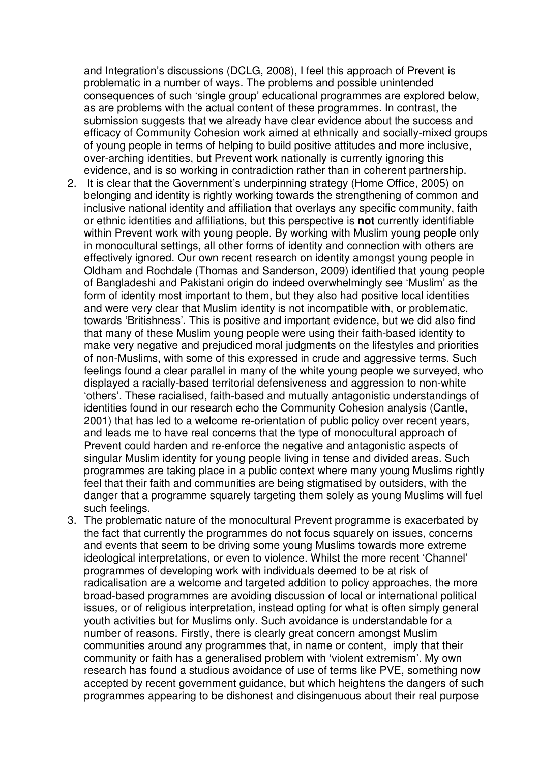and Integration's discussions (DCLG, 2008), I feel this approach of Prevent is problematic in a number of ways. The problems and possible unintended consequences of such 'single group' educational programmes are explored below, as are problems with the actual content of these programmes. In contrast, the submission suggests that we already have clear evidence about the success and efficacy of Community Cohesion work aimed at ethnically and socially-mixed groups of young people in terms of helping to build positive attitudes and more inclusive, over-arching identities, but Prevent work nationally is currently ignoring this evidence, and is so working in contradiction rather than in coherent partnership.

2. It is clear that the Government's underpinning strategy (Home Office, 2005) on belonging and identity is rightly working towards the strengthening of common and inclusive national identity and affiliation that overlays any specific community, faith or ethnic identities and affiliations, but this perspective is **not** currently identifiable within Prevent work with young people. By working with Muslim young people only in monocultural settings, all other forms of identity and connection with others are effectively ignored. Our own recent research on identity amongst young people in Oldham and Rochdale (Thomas and Sanderson, 2009) identified that young people of Bangladeshi and Pakistani origin do indeed overwhelmingly see 'Muslim' as the form of identity most important to them, but they also had positive local identities and were very clear that Muslim identity is not incompatible with, or problematic, towards 'Britishness'. This is positive and important evidence, but we did also find that many of these Muslim young people were using their faith-based identity to make very negative and prejudiced moral judgments on the lifestyles and priorities of non-Muslims, with some of this expressed in crude and aggressive terms. Such feelings found a clear parallel in many of the white young people we surveyed, who displayed a racially-based territorial defensiveness and aggression to non-white 'others'. These racialised, faith-based and mutually antagonistic understandings of identities found in our research echo the Community Cohesion analysis (Cantle, 2001) that has led to a welcome re-orientation of public policy over recent years, and leads me to have real concerns that the type of monocultural approach of Prevent could harden and re-enforce the negative and antagonistic aspects of singular Muslim identity for young people living in tense and divided areas. Such programmes are taking place in a public context where many young Muslims rightly feel that their faith and communities are being stigmatised by outsiders, with the danger that a programme squarely targeting them solely as young Muslims will fuel such feelings.

3. The problematic nature of the monocultural Prevent programme is exacerbated by the fact that currently the programmes do not focus squarely on issues, concerns and events that seem to be driving some young Muslims towards more extreme ideological interpretations, or even to violence. Whilst the more recent 'Channel' programmes of developing work with individuals deemed to be at risk of radicalisation are a welcome and targeted addition to policy approaches, the more broad-based programmes are avoiding discussion of local or international political issues, or of religious interpretation, instead opting for what is often simply general youth activities but for Muslims only. Such avoidance is understandable for a number of reasons. Firstly, there is clearly great concern amongst Muslim communities around any programmes that, in name or content, imply that their community or faith has a generalised problem with 'violent extremism'. My own research has found a studious avoidance of use of terms like PVE, something now accepted by recent government guidance, but which heightens the dangers of such programmes appearing to be dishonest and disingenuous about their real purpose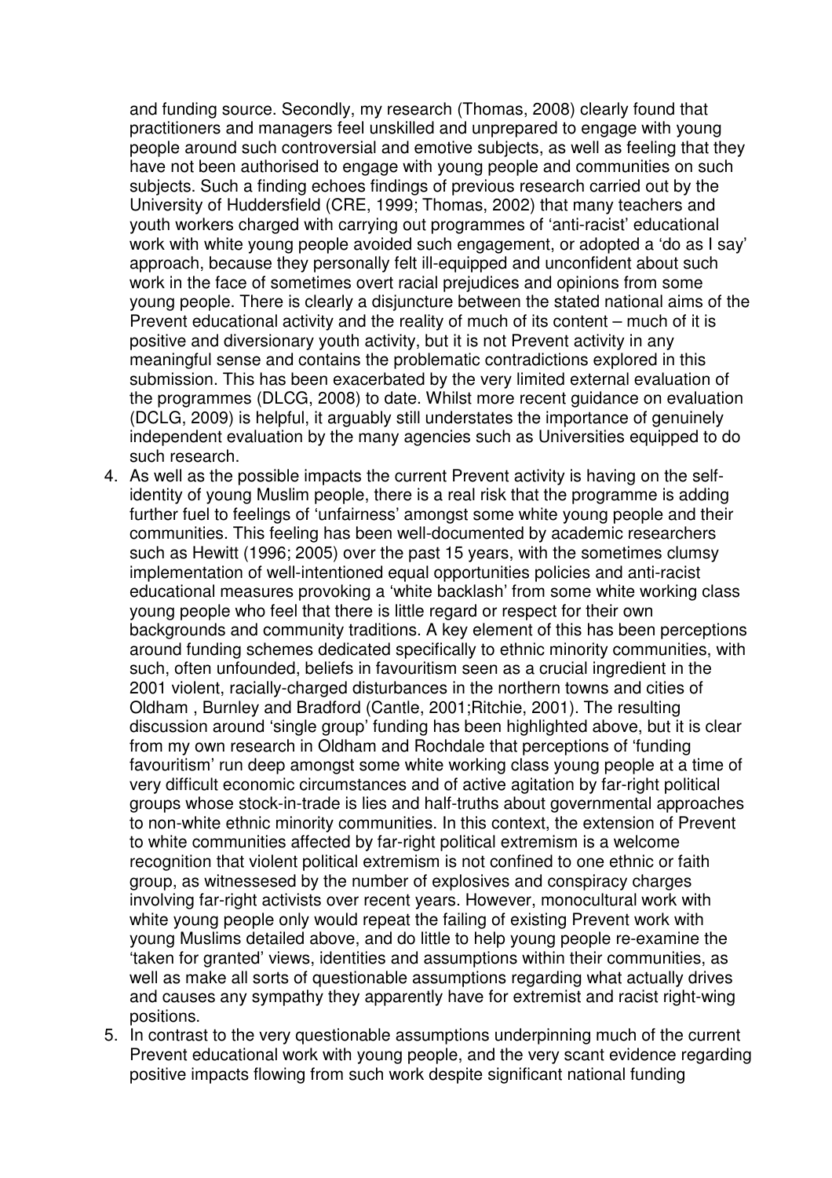and funding source. Secondly, my research (Thomas, 2008) clearly found that practitioners and managers feel unskilled and unprepared to engage with young people around such controversial and emotive subjects, as well as feeling that they have not been authorised to engage with young people and communities on such subjects. Such a finding echoes findings of previous research carried out by the University of Huddersfield (CRE, 1999; Thomas, 2002) that many teachers and youth workers charged with carrying out programmes of 'anti-racist' educational work with white young people avoided such engagement, or adopted a 'do as I say' approach, because they personally felt ill-equipped and unconfident about such work in the face of sometimes overt racial prejudices and opinions from some young people. There is clearly a disjuncture between the stated national aims of the Prevent educational activity and the reality of much of its content – much of it is positive and diversionary youth activity, but it is not Prevent activity in any meaningful sense and contains the problematic contradictions explored in this submission. This has been exacerbated by the very limited external evaluation of the programmes (DLCG, 2008) to date. Whilst more recent guidance on evaluation (DCLG, 2009) is helpful, it arguably still understates the importance of genuinely independent evaluation by the many agencies such as Universities equipped to do such research.

4. As well as the possible impacts the current Prevent activity is having on the self-identity of young Muslim people, there is a real risk that the programme is adding further fuel to feelings of 'unfairness' amongst some white young people and their communities. This feeling has been well-documented by academic researchers such as Hewitt (1996; 2005) over the past 15 years, with the sometimes clumsy implementation of well-intentioned equal opportunities policies and anti-racist educational measures provoking a 'white backlash' from some white working class young people who feel that there is little regard or respect for their own backgrounds and community traditions. A key element of this has been perceptions around funding schemes dedicated specifically to ethnic minority communities, with such, often unfounded, beliefs in favouritism seen as a crucial ingredient in the 2001 violent, racially-charged disturbances in the northern towns and cities of Oldham , Burnley and Bradford (Cantle, 2001;Ritchie, 2001). The resulting discussion around 'single group' funding has been highlighted above, but it is clear from my own research in Oldham and Rochdale that perceptions of 'funding favouritism' run deep amongst some white working class young people at a time of very difficult economic circumstances and of active agitation by far-right political groups whose stock-in-trade is lies and half-truths about governmental approaches to non-white ethnic minority communities. In this context, the extension of Prevent to white communities affected by far-right political extremism is a welcome recognition that violent political extremism is not confined to one ethnic or faith group, as witnessesed by the number of explosives and conspiracy charges involving far-right activists over recent years. However, monocultural work with white young people only would repeat the failing of existing Prevent work with young Muslims detailed above, and do little to help young people re-examine the 'taken for granted' views, identities and assumptions within their communities, as well as make all sorts of questionable assumptions regarding what actually drives and causes any sympathy they apparently have for extremist and racist right-wing positions.

5. In contrast to the very questionable assumptions underpinning much of the current Prevent educational work with young people, and the very scant evidence regarding positive impacts flowing from such work despite significant national funding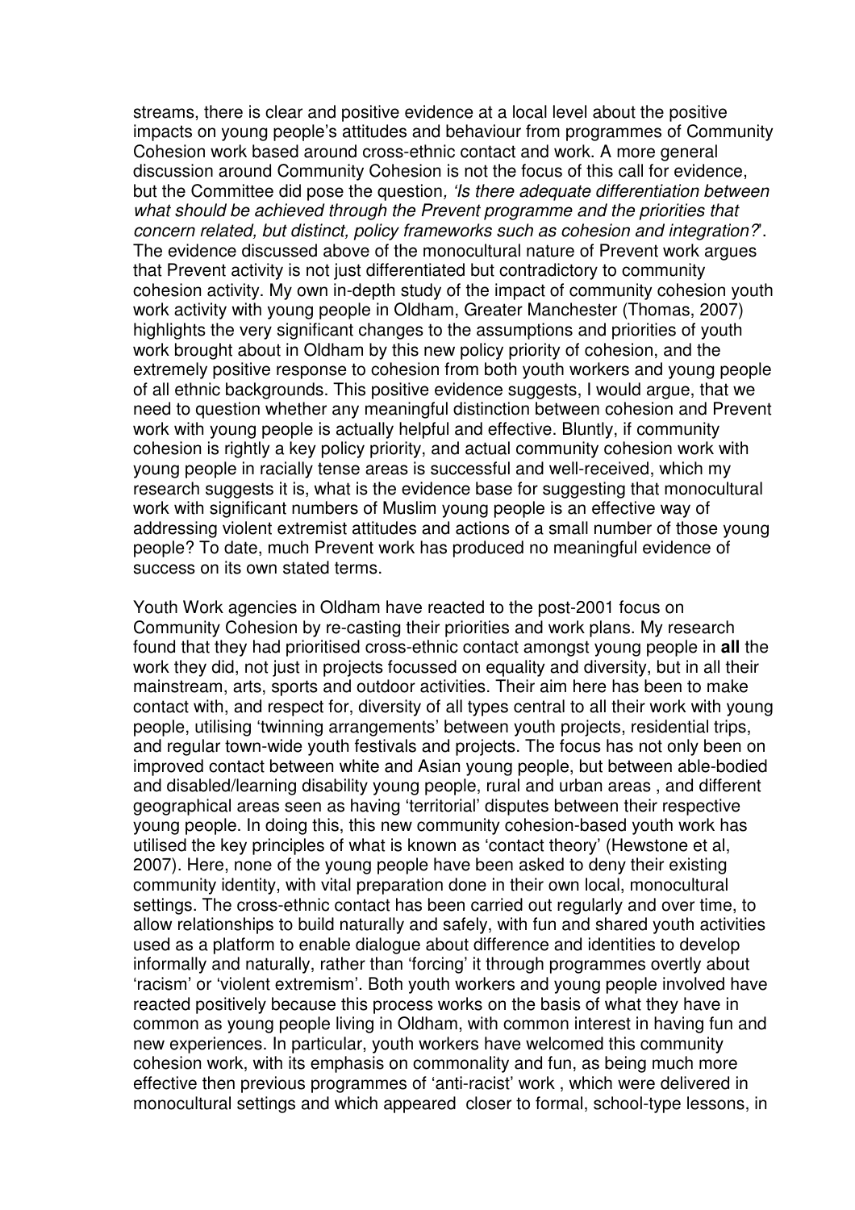streams, there is clear and positive evidence at a local level about the positive impacts on young people's attitudes and behaviour from programmes of Community Cohesion work based around cross-ethnic contact and work. A more general discussion around Community Cohesion is not the focus of this call for evidence, but the Committee did pose the question*, 'Is there adequate differentiation between what should be achieved through the Prevent programme and the priorities that concern related, but distinct, policy frameworks such as cohesion and integration?*'. The evidence discussed above of the monocultural nature of Prevent work argues that Prevent activity is not just differentiated but contradictory to community cohesion activity. My own in-depth study of the impact of community cohesion youth work activity with young people in Oldham, Greater Manchester (Thomas, 2007) highlights the very significant changes to the assumptions and priorities of youth work brought about in Oldham by this new policy priority of cohesion, and the extremely positive response to cohesion from both youth workers and young people of all ethnic backgrounds. This positive evidence suggests, I would argue, that we need to question whether any meaningful distinction between cohesion and Prevent work with young people is actually helpful and effective. Bluntly, if community cohesion is rightly a key policy priority, and actual community cohesion work with young people in racially tense areas is successful and well-received, which my research suggests it is, what is the evidence base for suggesting that monocultural work with significant numbers of Muslim young people is an effective way of addressing violent extremist attitudes and actions of a small number of those young people? To date, much Prevent work has produced no meaningful evidence of success on its own stated terms.

Youth Work agencies in Oldham have reacted to the post-2001 focus on Community Cohesion by re-casting their priorities and work plans. My research found that they had prioritised cross-ethnic contact amongst young people in **all** the work they did, not just in projects focussed on equality and diversity, but in all their mainstream, arts, sports and outdoor activities. Their aim here has been to make contact with, and respect for, diversity of all types central to all their work with young people, utilising 'twinning arrangements' between youth projects, residential trips, and regular town-wide youth festivals and projects. The focus has not only been on improved contact between white and Asian young people, but between able-bodied and disabled/learning disability young people, rural and urban areas , and different geographical areas seen as having 'territorial' disputes between their respective young people. In doing this, this new community cohesion-based youth work has utilised the key principles of what is known as 'contact theory' (Hewstone et al, 2007). Here, none of the young people have been asked to deny their existing community identity, with vital preparation done in their own local, monocultural settings. The cross-ethnic contact has been carried out regularly and over time, to allow relationships to build naturally and safely, with fun and shared youth activities used as a platform to enable dialogue about difference and identities to develop informally and naturally, rather than 'forcing' it through programmes overtly about 'racism' or 'violent extremism'. Both youth workers and young people involved have reacted positively because this process works on the basis of what they have in common as young people living in Oldham, with common interest in having fun and new experiences. In particular, youth workers have welcomed this community cohesion work, with its emphasis on commonality and fun, as being much more effective then previous programmes of 'anti-racist' work , which were delivered in monocultural settings and which appeared closer to formal, school-type lessons, in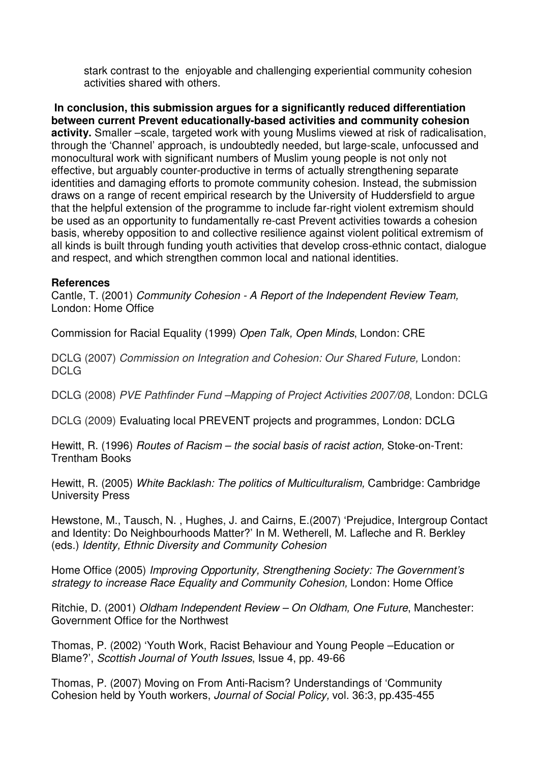stark contrast to the enjoyable and challenging experiential community cohesion activities shared with others.

**In conclusion, this submission argues for a significantly reduced differentiation between current Prevent educationally-based activities and community cohesion activity.** Smaller –scale, targeted work with young Muslims viewed at risk of radicalisation, through the 'Channel' approach, is undoubtedly needed, but large-scale, unfocussed and monocultural work with significant numbers of Muslim young people is not only not effective, but arguably counter-productive in terms of actually strengthening separate identities and damaging efforts to promote community cohesion. Instead, the submission draws on a range of recent empirical research by the University of Huddersfield to argue that the helpful extension of the programme to include far-right violent extremism should be used as an opportunity to fundamentally re-cast Prevent activities towards a cohesion basis, whereby opposition to and collective resilience against violent political extremism of all kinds is built through funding youth activities that develop cross-ethnic contact, dialogue and respect, and which strengthen common local and national identities.

**References**

Cantle, T. (2001) *Community Cohesion - A Report of the Independent Review Team,* London: Home Office

Commission for Racial Equality (1999) *Open Talk, Open Minds*, London: CRE

DCLG (2007) *Commission on Integration and Cohesion: Our Shared Future,* London: DCLG

DCLG (2008) *PVE Pathfinder Fund –Mapping of Project Activities 2007/08*, London: DCLG

DCLG (2009) Evaluating local PREVENT projects and programmes, London: DCLG

Hewitt, R. (1996) *Routes of Racism – the social basis of racist action,* Stoke-on-Trent: Trentham Books

Hewitt, R. (2005) *White Backlash: The politics of Multiculturalism,* Cambridge: Cambridge University Press

Hewstone, M., Tausch, N. , Hughes, J. and Cairns, E.(2007) 'Prejudice, Intergroup Contact and Identity: Do Neighbourhoods Matter?' In M. Wetherell, M. Lafleche and R. Berkley (eds.) *Identity, Ethnic Diversity and Community Cohesion*

Home Office (2005) *Improving Opportunity, Strengthening Society: The Government's strategy to increase Race Equality and Community Cohesion,* London: Home Office

Ritchie, D. (2001) *Oldham Independent Review – On Oldham, One Future*, Manchester: Government Office for the Northwest

Thomas, P. (2002) 'Youth Work, Racist Behaviour and Young People –Education or Blame?', *Scottish Journal of Youth Issues*, Issue 4, pp. 49-66

Thomas, P. (2007) Moving on From Anti-Racism? Understandings of 'Community Cohesion held by Youth workers, *Journal of Social Policy,* vol. 36:3, pp.435-455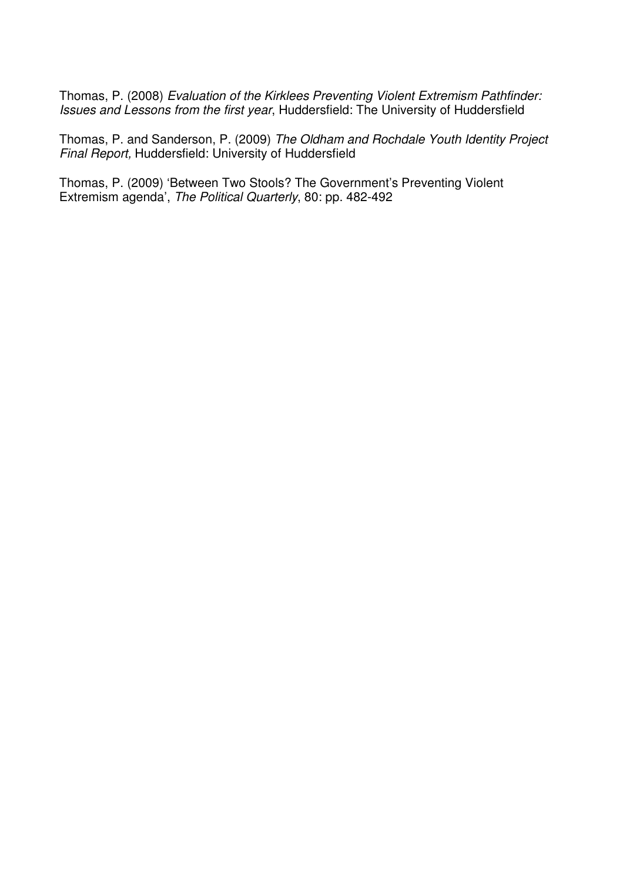Thomas, P. (2008) *Evaluation of the Kirklees Preventing Violent Extremism Pathfinder: Issues and Lessons from the first year*, Huddersfield: The University of Huddersfield

Thomas, P. and Sanderson, P. (2009) *The Oldham and Rochdale Youth Identity Project Final Report,* Huddersfield: University of Huddersfield

Thomas, P. (2009) 'Between Two Stools? The Government's Preventing Violent Extremism agenda', *The Political Quarterly*, 80: pp. 482-492